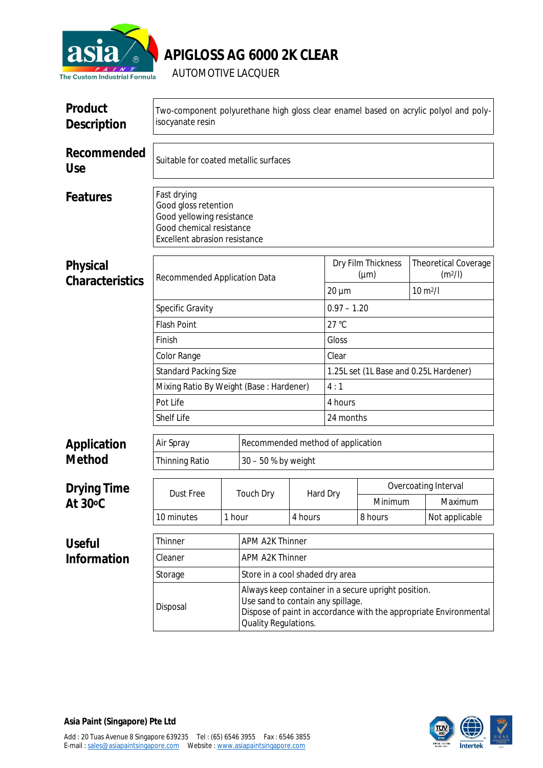asia PAINT
The Custom Industrial Formula

# APIGLOSS AG 6000 2K CLEAR

AUTOMOTIVE LACQUER

## Product Description

Two-component polyurethane high gloss clear enamel based on acrylic polyol and poly-isocyanate resin

## Recommended Use

Suitable for coated metallic surfaces

## Features

Fast drying
Good gloss retention
Good yellowing resistance
Good chemical resistance
Excellent abrasion resistance

## Physical Characteristics

| Recommended Application Data | Dry Film Thickness (µm) | Theoretical Coverage ($m^2/l$) |
|---|---|---|
| | 20 µm | 10 $m^2/l$ |
| Specific Gravity | 0.97 – 1.20 | |
| Flash Point | 27 °C | |
| Finish | Gloss | |
| Color Range | Clear | |
| Standard Packing Size | 1.25L set (1L Base and 0.25L Hardener) | |
| Mixing Ratio By Weight (Base : Hardener) | 4 : 1 | |
| Pot Life | 4 hours | |
| Shelf Life | 24 months | |

## Application Method

| Air Spray | Recommended method of application |
|---|---|
| Thinning Ratio | 30 – 50 % by weight |

## Drying Time At 30°C

| Dust Free | Touch Dry | Hard Dry | Overcoating Interval | |
|---|---|---|---|---|
| | | | Minimum | Maximum |
| 10 minutes | 1 hour | 4 hours | 8 hours | Not applicable |

## Useful Information

| Thinner | APM A2K Thinner |
|---|---|
| Cleaner | APM A2K Thinner |
| Storage | Store in a cool shaded dry area |
| Disposal | Always keep container in a secure upright position. Use sand to contain any spillage. Dispose of paint in accordance with the appropriate Environmental Quality Regulations. |

**Asia Paint (Singapore) Pte Ltd**

Add : 20 Tuas Avenue 8 Singapore 639235 Tel : (65) 6546 3955 Fax : 6546 3855
E-mail : sales@asiapaintsingapore.com Website : www.asiapaintsingapore.com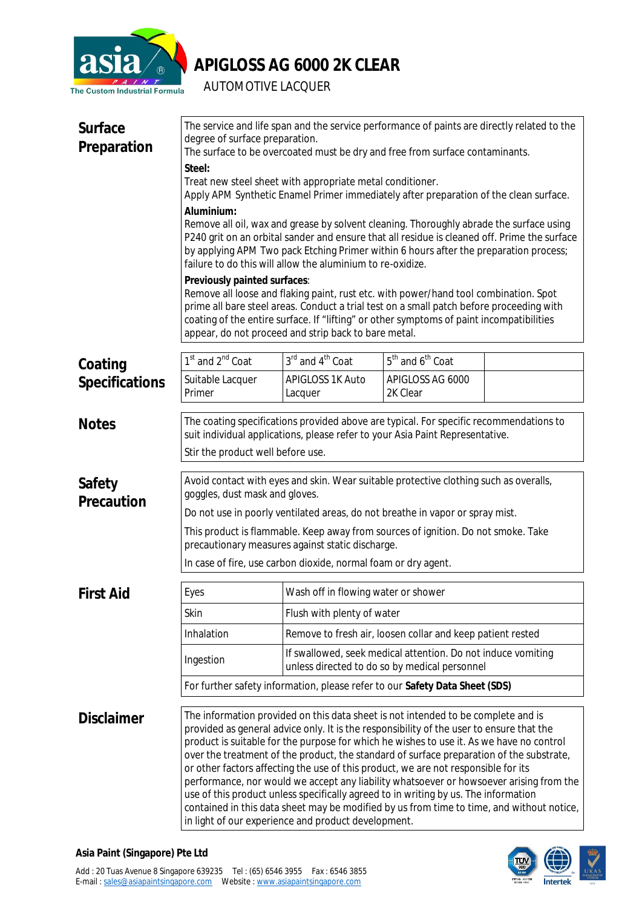# APIGLOSS AG 6000 2K CLEAR

AUTOMOTIVE LACQUER

## Surface Preparation

The service and life span and the service performance of paints are directly related to the degree of surface preparation.
The surface to be overcoated must be dry and free from surface contaminants.

**Steel:**
Treat new steel sheet with appropriate metal conditioner.
Apply APM Synthetic Enamel Primer immediately after preparation of the clean surface.

**Aluminium:**
Remove all oil, wax and grease by solvent cleaning. Thoroughly abrade the surface using P240 grit on an orbital sander and ensure that all residue is cleaned off. Prime the surface by applying APM Two pack Etching Primer within 6 hours after the preparation process; failure to do this will allow the aluminium to re-oxidize.

**Previously painted surfaces**:
Remove all loose and flaking paint, rust etc. with power/hand tool combination. Spot prime all bare steel areas. Conduct a trial test on a small patch before proceeding with coating of the entire surface. If "lifting" or other symptoms of paint incompatibilities appear, do not proceed and strip back to bare metal.

## Coating Specifications

| 1st and 2nd Coat | 3rd and 4th Coat | 5th and 6th Coat | |
|---|---|---|---|
| Suitable Lacquer Primer | APIGLOSS 1K Auto Lacquer | APIGLOSS AG 6000 2K Clear | |

## Notes

The coating specifications provided above are typical. For specific recommendations to suit individual applications, please refer to your Asia Paint Representative.

Stir the product well before use.

## Safety Precaution

Avoid contact with eyes and skin. Wear suitable protective clothing such as overalls, goggles, dust mask and gloves.

Do not use in poorly ventilated areas, do not breathe in vapor or spray mist.

This product is flammable. Keep away from sources of ignition. Do not smoke. Take precautionary measures against static discharge.

In case of fire, use carbon dioxide, normal foam or dry agent.

## First Aid

| | |
|---|---|
| Eyes | Wash off in flowing water or shower |
| Skin | Flush with plenty of water |
| Inhalation | Remove to fresh air, loosen collar and keep patient rested |
| Ingestion | If swallowed, seek medical attention. Do not induce vomiting unless directed to do so by medical personnel |

For further safety information, please refer to our **Safety Data Sheet (SDS)**

## Disclaimer

The information provided on this data sheet is not intended to be complete and is provided as general advice only. It is the responsibility of the user to ensure that the product is suitable for the purpose for which he wishes to use it. As we have no control over the treatment of the product, the standard of surface preparation of the substrate, or other factors affecting the use of this product, we are not responsible for its performance, nor would we accept any liability whatsoever or howsoever arising from the use of this product unless specifically agreed to in writing by us. The information contained in this data sheet may be modified by us from time to time, and without notice, in light of our experience and product development.

**Asia Paint (Singapore) Pte Ltd**

Add : 20 Tuas Avenue 8 Singapore 639235 Tel : (65) 6546 3955 Fax : 6546 3855
E-mail : sales@asiapaintsingapore.com Website : www.asiapaintsingapore.com